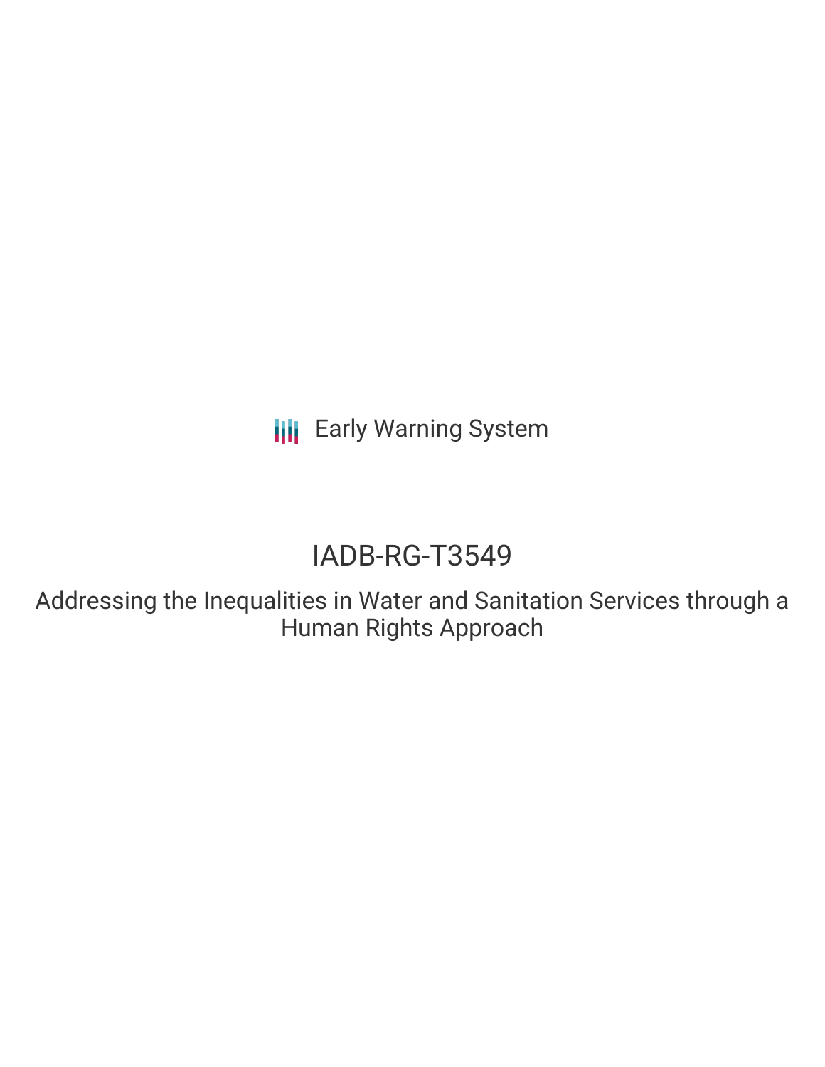Early Warning System

# IADB-RG-T3549

## Addressing the Inequalities in Water and Sanitation Services through a Human Rights Approach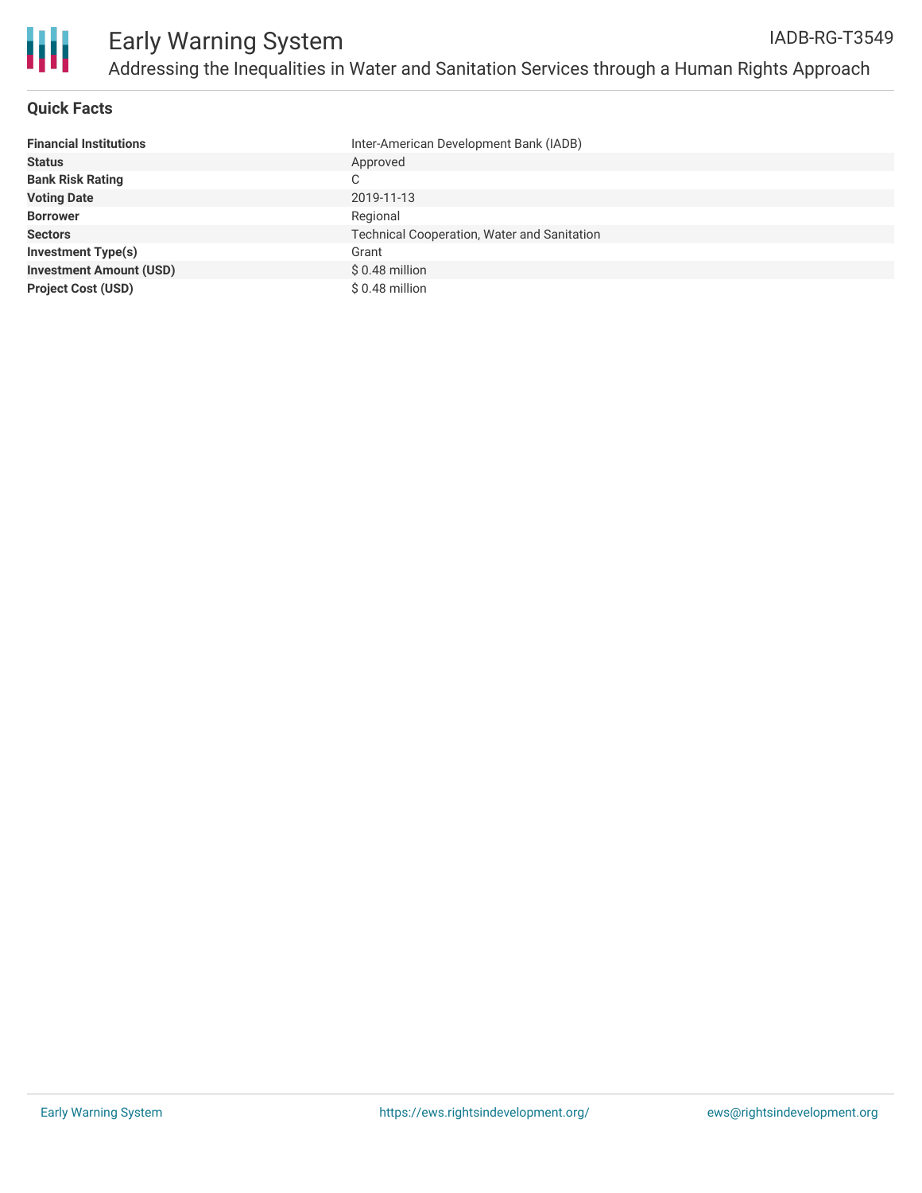# Early Warning System

## Addressing the Inequalities in Water and Sanitation Services through a Human Rights Approach

IADB-RG-T3549

### Quick Facts

| | |
|---|---|
| **Financial Institutions** | Inter-American Development Bank (IADB) |
| **Status** | Approved |
| **Bank Risk Rating** | C |
| **Voting Date** | 2019-11-13 |
| **Borrower** | Regional |
| **Sectors** | Technical Cooperation, Water and Sanitation |
| **Investment Type(s)** | Grant |
| **Investment Amount (USD)** | $ 0.48 million |
| **Project Cost (USD)** | $ 0.48 million |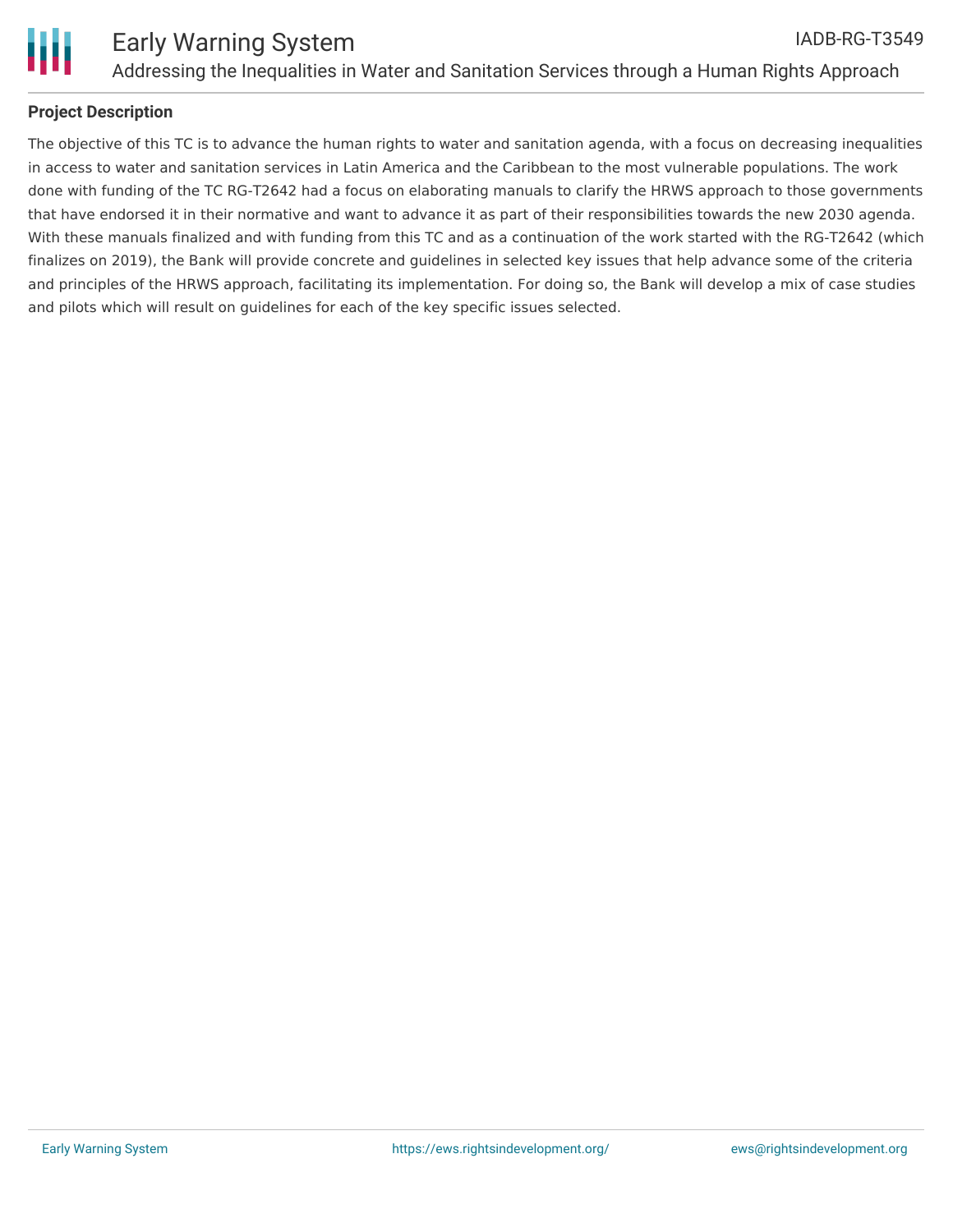## Project Description

The objective of this TC is to advance the human rights to water and sanitation agenda, with a focus on decreasing inequalities in access to water and sanitation services in Latin America and the Caribbean to the most vulnerable populations. The work done with funding of the TC RG-T2642 had a focus on elaborating manuals to clarify the HRWS approach to those governments that have endorsed it in their normative and want to advance it as part of their responsibilities towards the new 2030 agenda. With these manuals finalized and with funding from this TC and as a continuation of the work started with the RG-T2642 (which finalizes on 2019), the Bank will provide concrete and guidelines in selected key issues that help advance some of the criteria and principles of the HRWS approach, facilitating its implementation. For doing so, the Bank will develop a mix of case studies and pilots which will result on guidelines for each of the key specific issues selected.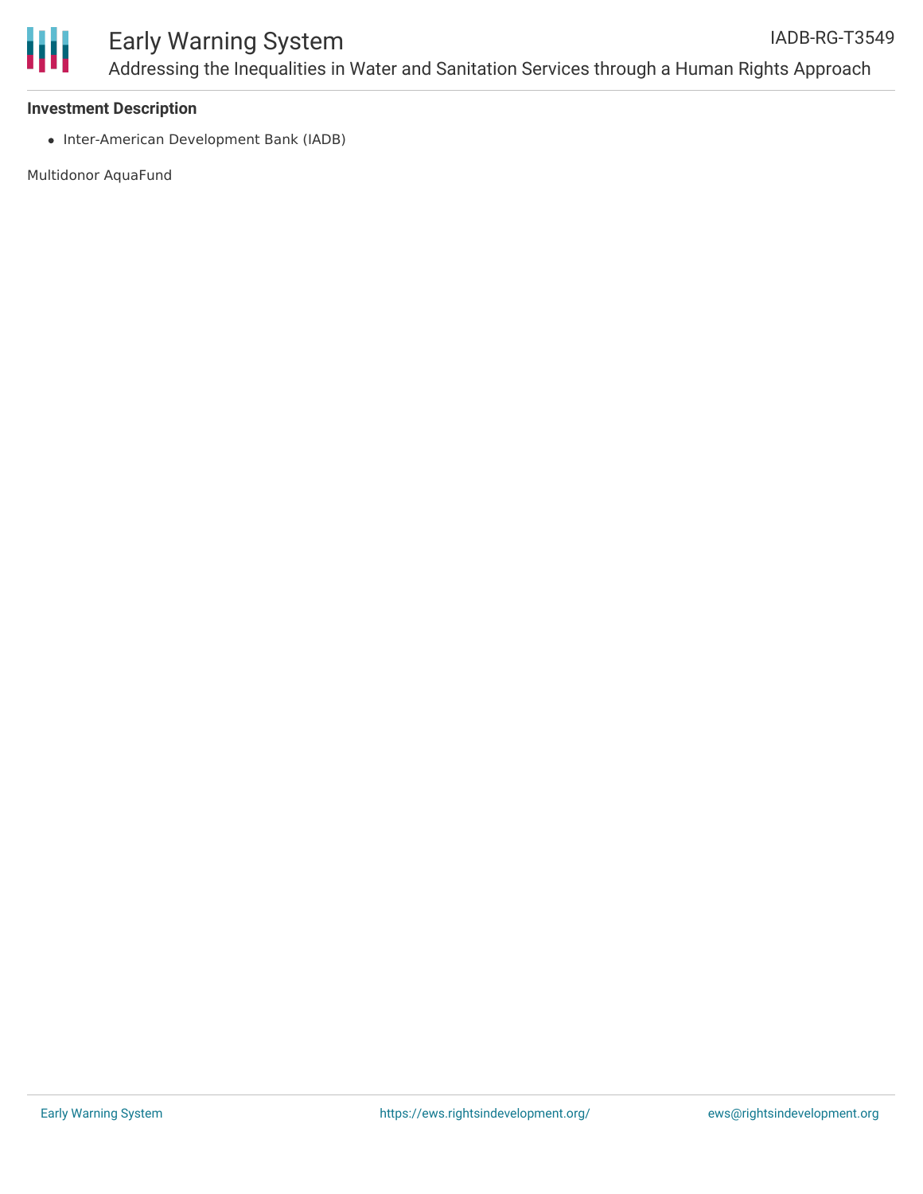### Investment Description

- Inter-American Development Bank (IADB)

Multidonor AquaFund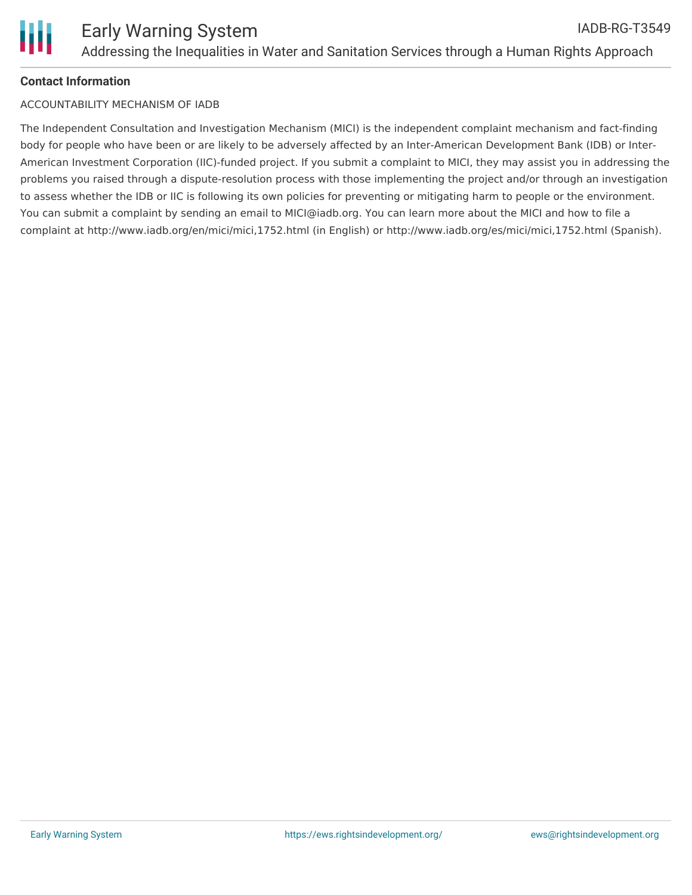**Contact Information**

ACCOUNTABILITY MECHANISM OF IADB

The Independent Consultation and Investigation Mechanism (MICI) is the independent complaint mechanism and fact-finding body for people who have been or are likely to be adversely affected by an Inter-American Development Bank (IDB) or Inter-American Investment Corporation (IIC)-funded project. If you submit a complaint to MICI, they may assist you in addressing the problems you raised through a dispute-resolution process with those implementing the project and/or through an investigation to assess whether the IDB or IIC is following its own policies for preventing or mitigating harm to people or the environment. You can submit a complaint by sending an email to MICI@iadb.org. You can learn more about the MICI and how to file a complaint at http://www.iadb.org/en/mici/mici,1752.html (in English) or http://www.iadb.org/es/mici/mici,1752.html (Spanish).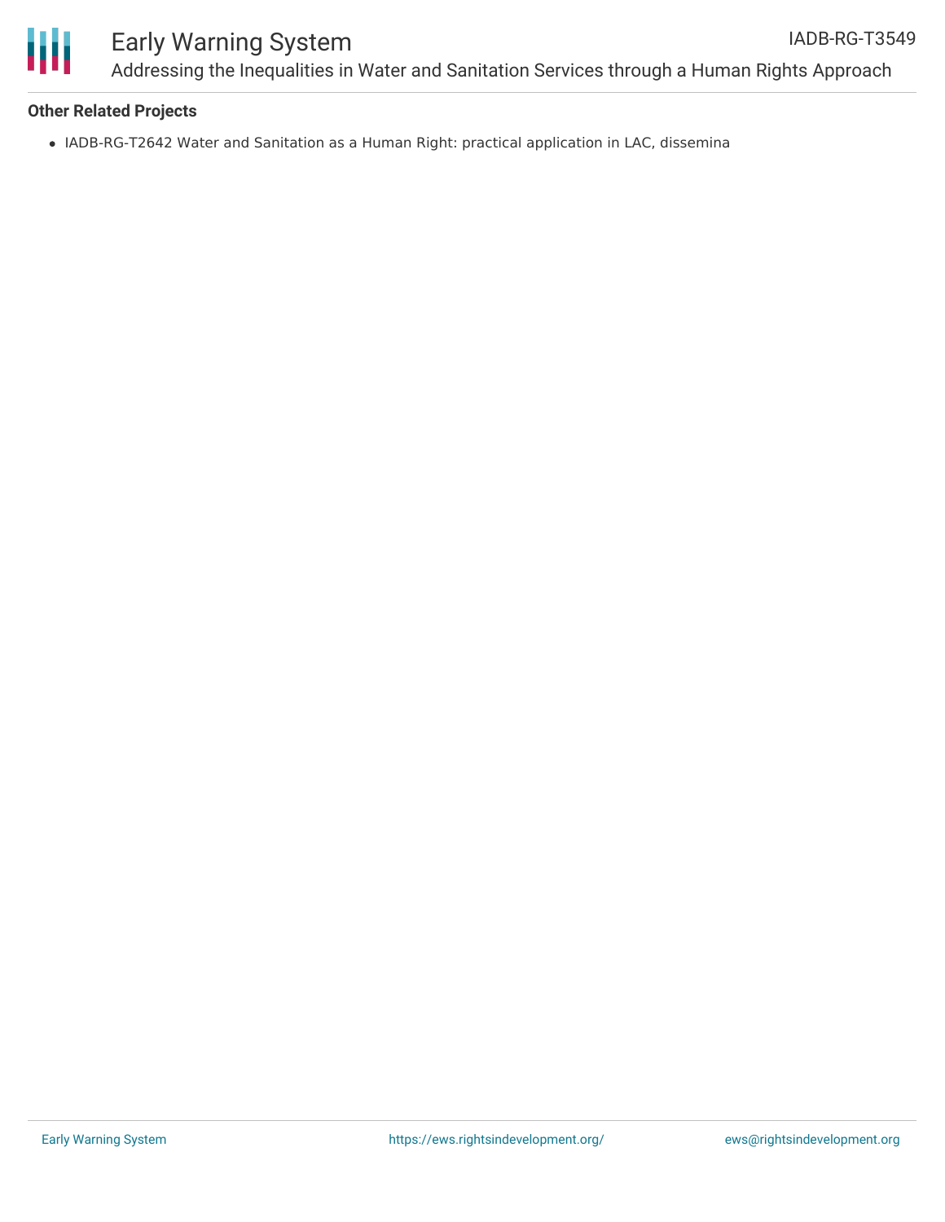**Other Related Projects**

- IADB-RG-T2642 Water and Sanitation as a Human Right: practical application in LAC, dissemina